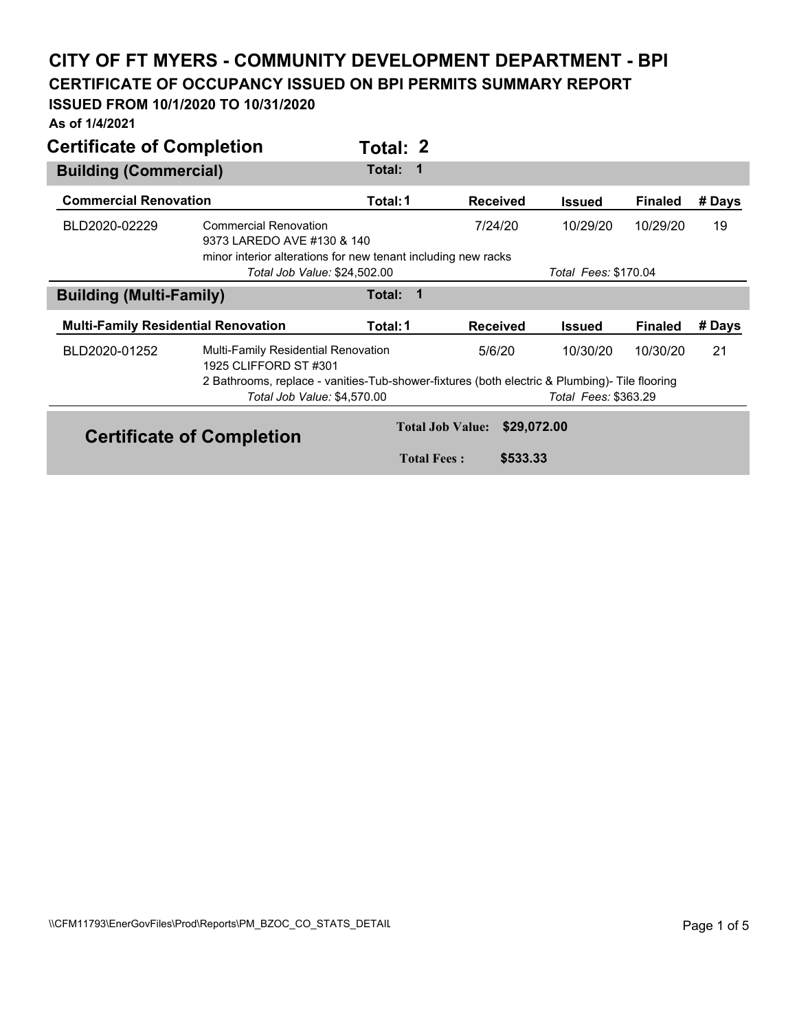# CITY OF FT MYERS - COMMUNITY DEVELOPMENT DEPARTMENT - BPI

## CERTIFICATE OF OCCUPANCY ISSUED ON BPI PERMITS SUMMARY REPORT

### ISSUED FROM 10/1/2020 TO 10/31/2020

**As of 1/4/2021**

## Certificate of Completion — Total: 2

### Building (Commercial) — Total: 1

| Commercial Renovation | | Total: 1 | Received | Issued | Finaled | # Days |
|---|---|---|---|---|---|---|
| BLD2020-02229 | Commercial Renovation<br>9373 LAREDO AVE #130 & 140<br>minor interior alterations for new tenant including new racks | | 7/24/20 | 10/29/20 | 10/29/20 | 19 |
| | *Total Job Value:* $24,502.00 | | | *Total Fees:* $170.04 | | |

### Building (Multi-Family) — Total: 1

| Multi-Family Residential Renovation | | Total: 1 | Received | Issued | Finaled | # Days |
|---|---|---|---|---|---|---|
| BLD2020-01252 | Multi-Family Residential Renovation<br>1925 CLIFFORD ST #301<br>2 Bathrooms, replace - vanities-Tub-shower-fixtures (both electric & Plumbing)- Tile flooring | | 5/6/20 | 10/30/20 | 10/30/20 | 21 |
| | *Total Job Value:* $4,570.00 | | | *Total Fees:* $363.29 | | |

**Certificate of Completion**

**Total Job Value: $29,072.00**

**Total Fees : $533.33**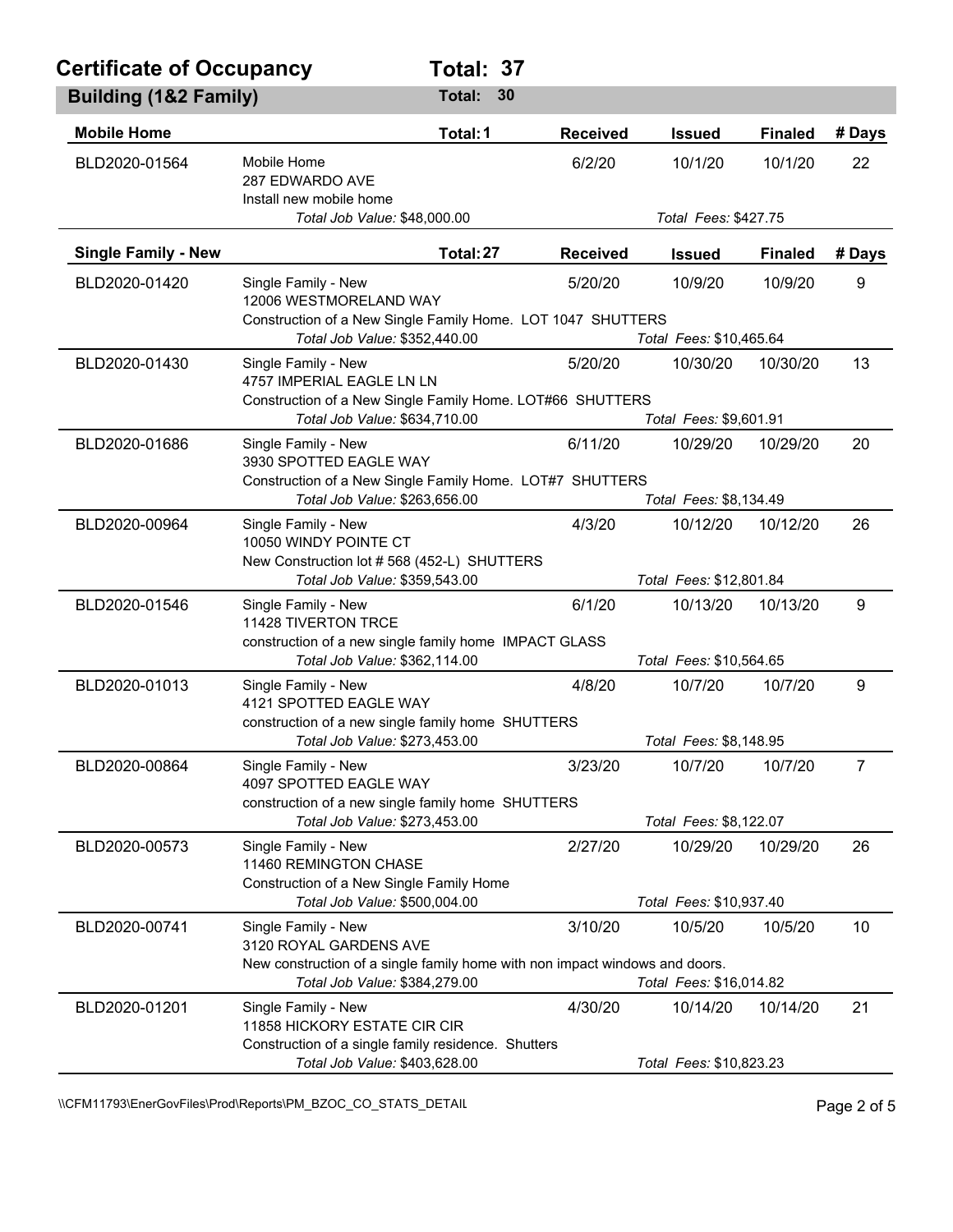# Certificate of Occupancy — Total: 37

## Building (1&2 Family) — Total: 30

### Mobile Home — Total: 1

| Permit | Description | Received | Issued | Finaled | # Days |
|---|---|---|---|---|---|
| BLD2020-01564 | Mobile Home<br>287 EDWARDO AVE<br>Install new mobile home<br>*Total Job Value:* $48,000.00 | 6/2/20 | 10/1/20 | 10/1/20 | 22 |
| | | | *Total Fees:* $427.75 | | |

### Single Family - New — Total: 27

| Permit | Description | Received | Issued | Finaled | # Days |
|---|---|---|---|---|---|
| BLD2020-01420 | Single Family - New<br>12006 WESTMORELAND WAY<br>Construction of a New Single Family Home. LOT 1047 SHUTTERS<br>*Total Job Value:* $352,440.00 | 5/20/20 | 10/9/20 | 10/9/20 | 9 |
| | | | *Total Fees:* $10,465.64 | | |
| BLD2020-01430 | Single Family - New<br>4757 IMPERIAL EAGLE LN LN<br>Construction of a New Single Family Home. LOT#66 SHUTTERS<br>*Total Job Value:* $634,710.00 | 5/20/20 | 10/30/20 | 10/30/20 | 13 |
| | | | *Total Fees:* $9,601.91 | | |
| BLD2020-01686 | Single Family - New<br>3930 SPOTTED EAGLE WAY<br>Construction of a New Single Family Home. LOT#7 SHUTTERS<br>*Total Job Value:* $263,656.00 | 6/11/20 | 10/29/20 | 10/29/20 | 20 |
| | | | *Total Fees:* $8,134.49 | | |
| BLD2020-00964 | Single Family - New<br>10050 WINDY POINTE CT<br>New Construction lot # 568 (452-L) SHUTTERS<br>*Total Job Value:* $359,543.00 | 4/3/20 | 10/12/20 | 10/12/20 | 26 |
| | | | *Total Fees:* $12,801.84 | | |
| BLD2020-01546 | Single Family - New<br>11428 TIVERTON TRCE<br>construction of a new single family home IMPACT GLASS<br>*Total Job Value:* $362,114.00 | 6/1/20 | 10/13/20 | 10/13/20 | 9 |
| | | | *Total Fees:* $10,564.65 | | |
| BLD2020-01013 | Single Family - New<br>4121 SPOTTED EAGLE WAY<br>construction of a new single family home SHUTTERS<br>*Total Job Value:* $273,453.00 | 4/8/20 | 10/7/20 | 10/7/20 | 9 |
| | | | *Total Fees:* $8,148.95 | | |
| BLD2020-00864 | Single Family - New<br>4097 SPOTTED EAGLE WAY<br>construction of a new single family home SHUTTERS<br>*Total Job Value:* $273,453.00 | 3/23/20 | 10/7/20 | 10/7/20 | 7 |
| | | | *Total Fees:* $8,122.07 | | |
| BLD2020-00573 | Single Family - New<br>11460 REMINGTON CHASE<br>Construction of a New Single Family Home<br>*Total Job Value:* $500,004.00 | 2/27/20 | 10/29/20 | 10/29/20 | 26 |
| | | | *Total Fees:* $10,937.40 | | |
| BLD2020-00741 | Single Family - New<br>3120 ROYAL GARDENS AVE<br>New construction of a single family home with non impact windows and doors.<br>*Total Job Value:* $384,279.00 | 3/10/20 | 10/5/20 | 10/5/20 | 10 |
| | | | *Total Fees:* $16,014.82 | | |
| BLD2020-01201 | Single Family - New<br>11858 HICKORY ESTATE CIR CIR<br>Construction of a single family residence. Shutters<br>*Total Job Value:* $403,628.00 | 4/30/20 | 10/14/20 | 10/14/20 | 21 |
| | | | *Total Fees:* $10,823.23 | | |

\\CFM11793\EnerGovFiles\Prod\Reports\PM_BZOC_CO_STATS_DETAIL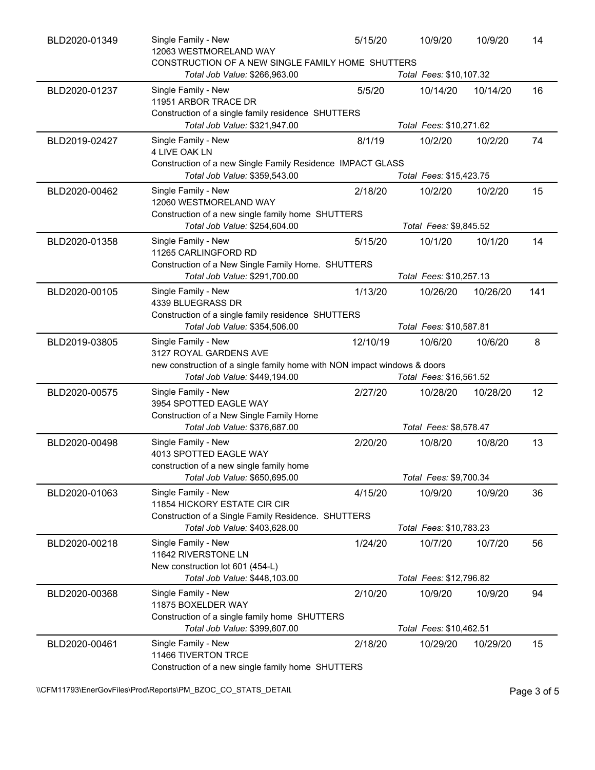| Permit | Description | Applied | Issued | Finaled | Days |
|---|---|---|---|---|---|
| BLD2020-01349 | Single Family - New<br>12063 WESTMORELAND WAY<br>CONSTRUCTION OF A NEW SINGLE FAMILY HOME SHUTTERS<br>*Total Job Value:* $266,963.00 *Total Fees:* $10,107.32 | 5/15/20 | 10/9/20 | 10/9/20 | 14 |
| BLD2020-01237 | Single Family - New<br>11951 ARBOR TRACE DR<br>Construction of a single family residence SHUTTERS<br>*Total Job Value:* $321,947.00 *Total Fees:* $10,271.62 | 5/5/20 | 10/14/20 | 10/14/20 | 16 |
| BLD2019-02427 | Single Family - New<br>4 LIVE OAK LN<br>Construction of a new Single Family Residence IMPACT GLASS<br>*Total Job Value:* $359,543.00 *Total Fees:* $15,423.75 | 8/1/19 | 10/2/20 | 10/2/20 | 74 |
| BLD2020-00462 | Single Family - New<br>12060 WESTMORELAND WAY<br>Construction of a new single family home SHUTTERS<br>*Total Job Value:* $254,604.00 *Total Fees:* $9,845.52 | 2/18/20 | 10/2/20 | 10/2/20 | 15 |
| BLD2020-01358 | Single Family - New<br>11265 CARLINGFORD RD<br>Construction of a New Single Family Home. SHUTTERS<br>*Total Job Value:* $291,700.00 *Total Fees:* $10,257.13 | 5/15/20 | 10/1/20 | 10/1/20 | 14 |
| BLD2020-00105 | Single Family - New<br>4339 BLUEGRASS DR<br>Construction of a single family residence SHUTTERS<br>*Total Job Value:* $354,506.00 *Total Fees:* $10,587.81 | 1/13/20 | 10/26/20 | 10/26/20 | 141 |
| BLD2019-03805 | Single Family - New<br>3127 ROYAL GARDENS AVE<br>new construction of a single family home with NON impact windows & doors<br>*Total Job Value:* $449,194.00 *Total Fees:* $16,561.52 | 12/10/19 | 10/6/20 | 10/6/20 | 8 |
| BLD2020-00575 | Single Family - New<br>3954 SPOTTED EAGLE WAY<br>Construction of a New Single Family Home<br>*Total Job Value:* $376,687.00 *Total Fees:* $8,578.47 | 2/27/20 | 10/28/20 | 10/28/20 | 12 |
| BLD2020-00498 | Single Family - New<br>4013 SPOTTED EAGLE WAY<br>construction of a new single family home<br>*Total Job Value:* $650,695.00 *Total Fees:* $9,700.34 | 2/20/20 | 10/8/20 | 10/8/20 | 13 |
| BLD2020-01063 | Single Family - New<br>11854 HICKORY ESTATE CIR CIR<br>Construction of a Single Family Residence. SHUTTERS<br>*Total Job Value:* $403,628.00 *Total Fees:* $10,783.23 | 4/15/20 | 10/9/20 | 10/9/20 | 36 |
| BLD2020-00218 | Single Family - New<br>11642 RIVERSTONE LN<br>New construction lot 601 (454-L)<br>*Total Job Value:* $448,103.00 *Total Fees:* $12,796.82 | 1/24/20 | 10/7/20 | 10/7/20 | 56 |
| BLD2020-00368 | Single Family - New<br>11875 BOXELDER WAY<br>Construction of a single family home SHUTTERS<br>*Total Job Value:* $399,607.00 *Total Fees:* $10,462.51 | 2/10/20 | 10/9/20 | 10/9/20 | 94 |
| BLD2020-00461 | Single Family - New<br>11466 TIVERTON TRCE<br>Construction of a new single family home SHUTTERS | 2/18/20 | 10/29/20 | 10/29/20 | 15 |

\\CFM11793\EnerGovFiles\Prod\Reports\PM_BZOC_CO_STATS_DETAIL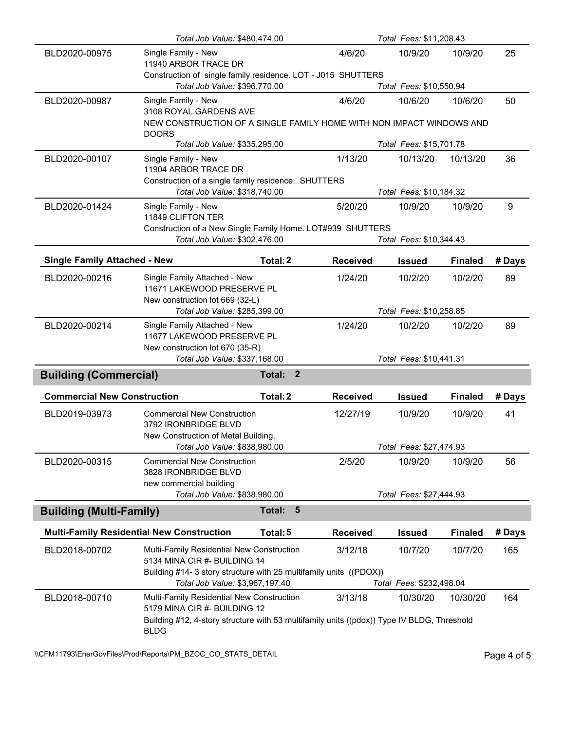| | | | | | | |
|---|---|---|---|---|---|---|
| | *Total Job Value:* $480,474.00 | | | *Total Fees:* $11,208.43 | | |
| BLD2020-00975 | Single Family - New<br>11940 ARBOR TRACE DR<br>Construction of single family residence. LOT - J015 SHUTTERS | | 4/6/20 | 10/9/20 | 10/9/20 | 25 |
| | *Total Job Value:* $396,770.00 | | | *Total Fees:* $10,550.94 | | |
| BLD2020-00987 | Single Family - New<br>3108 ROYAL GARDENS AVE<br>NEW CONSTRUCTION OF A SINGLE FAMILY HOME WITH NON IMPACT WINDOWS AND DOORS | | 4/6/20 | 10/6/20 | 10/6/20 | 50 |
| | *Total Job Value:* $335,295.00 | | | *Total Fees:* $15,701.78 | | |
| BLD2020-00107 | Single Family - New<br>11904 ARBOR TRACE DR<br>Construction of a single family residence. SHUTTERS | | 1/13/20 | 10/13/20 | 10/13/20 | 36 |
| | *Total Job Value:* $318,740.00 | | | *Total Fees:* $10,184.32 | | |
| BLD2020-01424 | Single Family - New<br>11849 CLIFTON TER<br>Construction of a New Single Family Home. LOT#939 SHUTTERS | | 5/20/20 | 10/9/20 | 10/9/20 | 9 |
| | *Total Job Value:* $302,476.00 | | | *Total Fees:* $10,344.43 | | |

| **Single Family Attached - New** | | **Total: 2** | **Received** | **Issued** | **Finaled** | **# Days** |
|---|---|---|---|---|---|---|
| BLD2020-00216 | Single Family Attached - New<br>11671 LAKEWOOD PRESERVE PL<br>New construction lot 669 (32-L) | | 1/24/20 | 10/2/20 | 10/2/20 | 89 |
| | *Total Job Value:* $285,399.00 | | | *Total Fees:* $10,258.85 | | |
| BLD2020-00214 | Single Family Attached - New<br>11677 LAKEWOOD PRESERVE PL<br>New construction lot 670 (35-R) | | 1/24/20 | 10/2/20 | 10/2/20 | 89 |
| | *Total Job Value:* $337,168.00 | | | *Total Fees:* $10,441.31 | | |

## Building (Commercial) — Total: 2

| **Commercial New Construction** | | **Total: 2** | **Received** | **Issued** | **Finaled** | **# Days** |
|---|---|---|---|---|---|---|
| BLD2019-03973 | Commercial New Construction<br>3792 IRONBRIDGE BLVD<br>New Construction of Metal Building. | | 12/27/19 | 10/9/20 | 10/9/20 | 41 |
| | *Total Job Value:* $838,980.00 | | | *Total Fees:* $27,474.93 | | |
| BLD2020-00315 | Commercial New Construction<br>3828 IRONBRIDGE BLVD<br>new commercial building | | 2/5/20 | 10/9/20 | 10/9/20 | 56 |
| | *Total Job Value:* $838,980.00 | | | *Total Fees:* $27,444.93 | | |

## Building (Multi-Family) — Total: 5

| **Multi-Family Residential New Construction** | | **Total: 5** | **Received** | **Issued** | **Finaled** | **# Days** |
|---|---|---|---|---|---|---|
| BLD2018-00702 | Multi-Family Residential New Construction<br>5134 MINA CIR #- BUILDING 14<br>Building #14- 3 story structure with 25 multifamily units ((PDOX)) | | 3/12/18 | 10/7/20 | 10/7/20 | 165 |
| | *Total Job Value:* $3,967,197.40 | | | *Total Fees:* $232,498.04 | | |
| BLD2018-00710 | Multi-Family Residential New Construction<br>5179 MINA CIR #- BUILDING 12<br>Building #12, 4-story structure with 53 multifamily units ((pdox)) Type IV BLDG, Threshold BLDG | | 3/13/18 | 10/30/20 | 10/30/20 | 164 |

\\CFM11793\EnerGovFiles\Prod\Reports\PM_BZOC_CO_STATS_DETAIL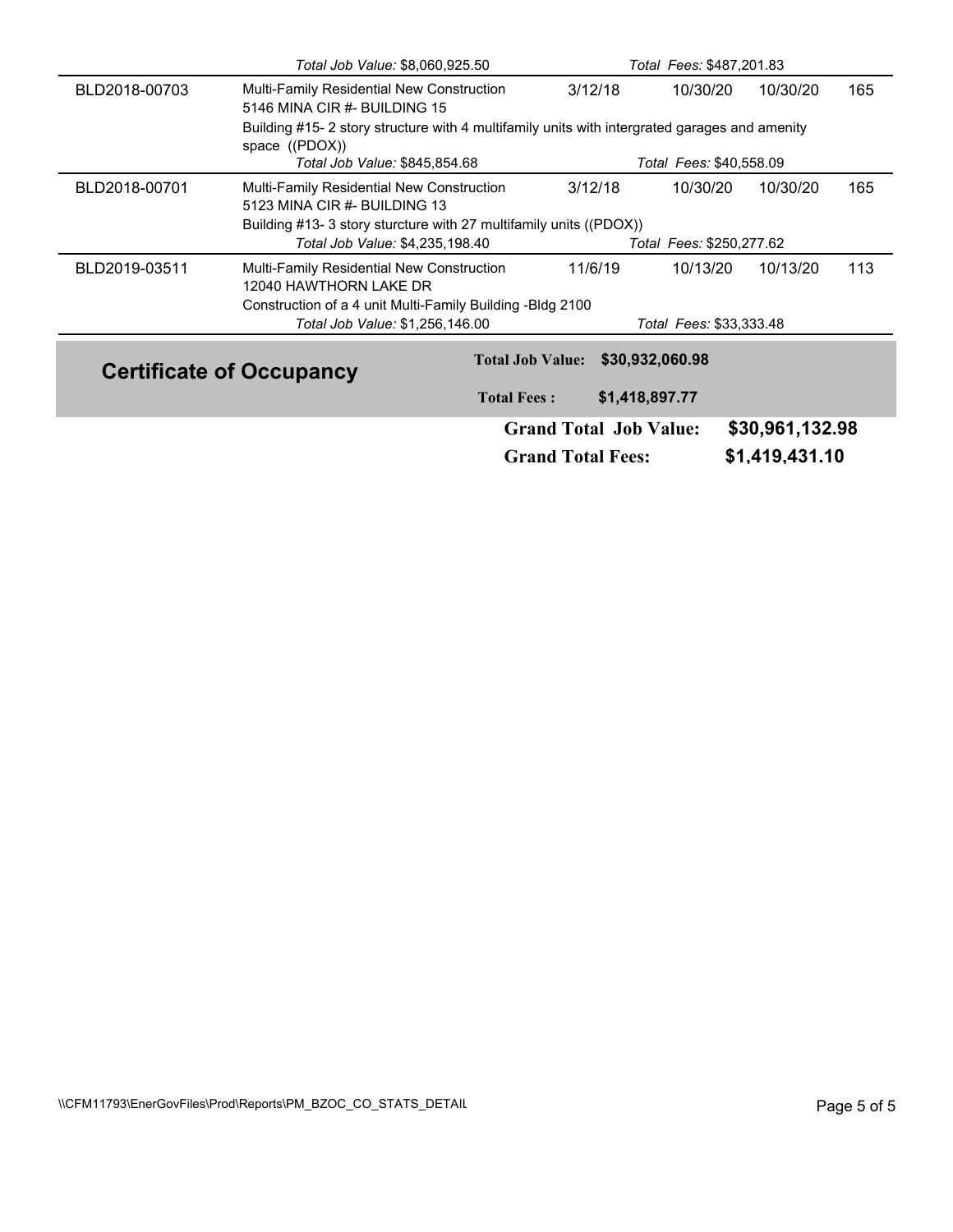| | | | | | |
|---|---|---|---|---|---|
| | *Total Job Value:* $8,060,925.50 | | *Total Fees:* $487,201.83 | | |
| BLD2018-00703 | Multi-Family Residential New Construction<br>5146 MINA CIR #- BUILDING 15 | 3/12/18 | 10/30/20 | 10/30/20 | 165 |
| | Building #15- 2 story structure with 4 multifamily units with intergrated garages and amenity space ((PDOX)) | | | | |
| | *Total Job Value:* $845,854.68 | | *Total Fees:* $40,558.09 | | |
| BLD2018-00701 | Multi-Family Residential New Construction<br>5123 MINA CIR #- BUILDING 13 | 3/12/18 | 10/30/20 | 10/30/20 | 165 |
| | Building #13- 3 story sturcture with 27 multifamily units ((PDOX)) | | | | |
| | *Total Job Value:* $4,235,198.40 | | *Total Fees:* $250,277.62 | | |
| BLD2019-03511 | Multi-Family Residential New Construction<br>12040 HAWTHORN LAKE DR | 11/6/19 | 10/13/20 | 10/13/20 | 113 |
| | Construction of a 4 unit Multi-Family Building -Bldg 2100 | | | | |
| | *Total Job Value:* $1,256,146.00 | | *Total Fees:* $33,333.48 | | |

## Certificate of Occupancy

**Total Job Value:** $30,932,060.98

**Total Fees :** $1,418,897.77

**Grand Total Job Value:** **$30,961,132.98**

**Grand Total Fees:** **$1,419,431.10**

\\CFM11793\EnerGovFiles\Prod\Reports\PM_BZOC_CO_STATS_DETAIL